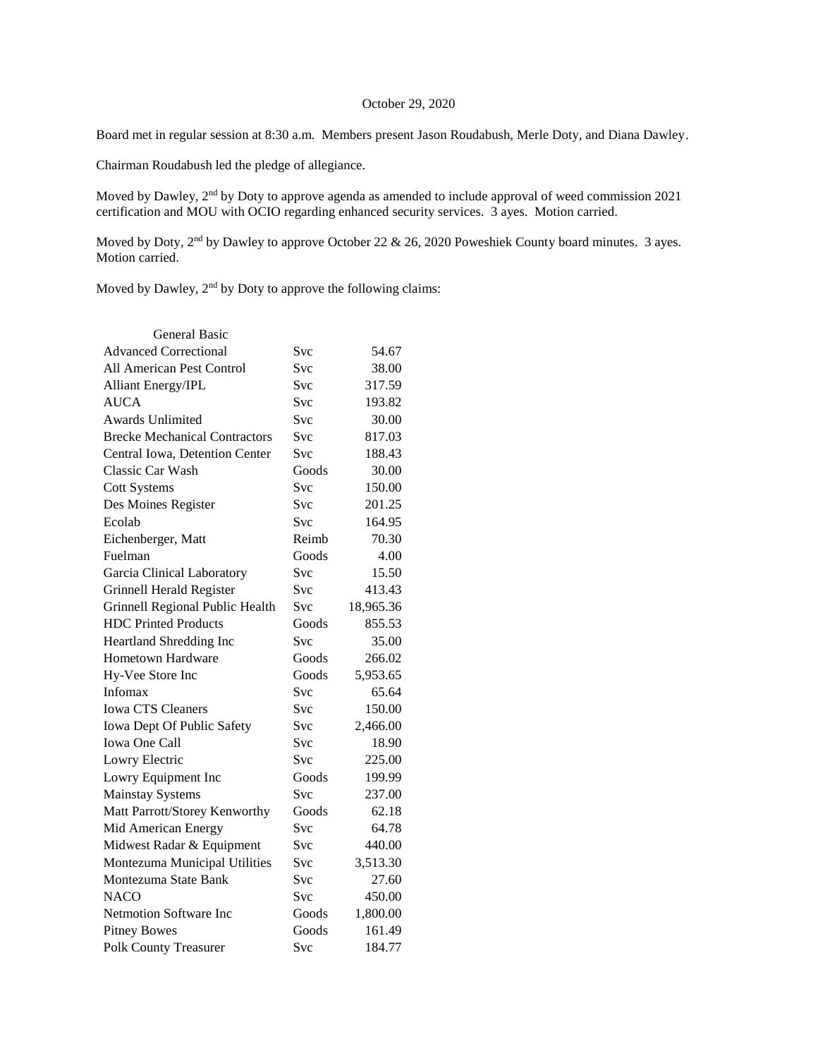October 29, 2020

Board met in regular session at 8:30 a.m. Members present Jason Roudabush, Merle Doty, and Diana Dawley.

Chairman Roudabush led the pledge of allegiance.

Moved by Dawley, 2nd by Doty to approve agenda as amended to include approval of weed commission 2021 certification and MOU with OCIO regarding enhanced security services. 3 ayes. Motion carried.

Moved by Doty, 2nd by Dawley to approve October 22 & 26, 2020 Poweshiek County board minutes. 3 ayes. Motion carried.

Moved by Dawley, 2nd by Doty to approve the following claims:

| General Basic | | |
|---|---|---|
| Advanced Correctional | Svc | 54.67 |
| All American Pest Control | Svc | 38.00 |
| Alliant Energy/IPL | Svc | 317.59 |
| AUCA | Svc | 193.82 |
| Awards Unlimited | Svc | 30.00 |
| Brecke Mechanical Contractors | Svc | 817.03 |
| Central Iowa, Detention Center | Svc | 188.43 |
| Classic Car Wash | Goods | 30.00 |
| Cott Systems | Svc | 150.00 |
| Des Moines Register | Svc | 201.25 |
| Ecolab | Svc | 164.95 |
| Eichenberger, Matt | Reimb | 70.30 |
| Fuelman | Goods | 4.00 |
| Garcia Clinical Laboratory | Svc | 15.50 |
| Grinnell Herald Register | Svc | 413.43 |
| Grinnell Regional Public Health | Svc | 18,965.36 |
| HDC Printed Products | Goods | 855.53 |
| Heartland Shredding Inc | Svc | 35.00 |
| Hometown Hardware | Goods | 266.02 |
| Hy-Vee Store Inc | Goods | 5,953.65 |
| Infomax | Svc | 65.64 |
| Iowa CTS Cleaners | Svc | 150.00 |
| Iowa Dept Of Public Safety | Svc | 2,466.00 |
| Iowa One Call | Svc | 18.90 |
| Lowry Electric | Svc | 225.00 |
| Lowry Equipment Inc | Goods | 199.99 |
| Mainstay Systems | Svc | 237.00 |
| Matt Parrott/Storey Kenworthy | Goods | 62.18 |
| Mid American Energy | Svc | 64.78 |
| Midwest Radar & Equipment | Svc | 440.00 |
| Montezuma Municipal Utilities | Svc | 3,513.30 |
| Montezuma State Bank | Svc | 27.60 |
| NACO | Svc | 450.00 |
| Netmotion Software Inc | Goods | 1,800.00 |
| Pitney Bowes | Goods | 161.49 |
| Polk County Treasurer | Svc | 184.77 |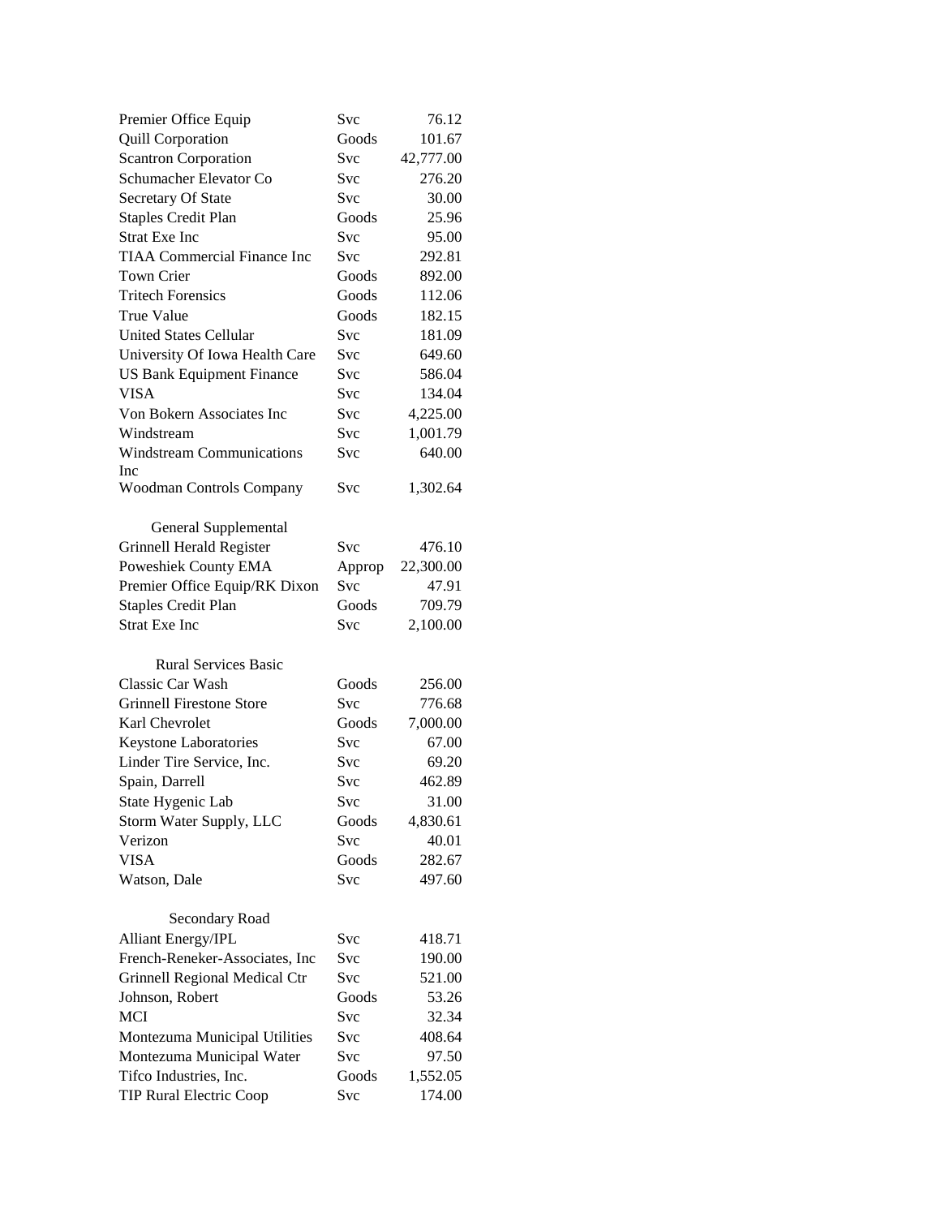| | | |
|---|---|---|
| Premier Office Equip | Svc | 76.12 |
| Quill Corporation | Goods | 101.67 |
| Scantron Corporation | Svc | 42,777.00 |
| Schumacher Elevator Co | Svc | 276.20 |
| Secretary Of State | Svc | 30.00 |
| Staples Credit Plan | Goods | 25.96 |
| Strat Exe Inc | Svc | 95.00 |
| TIAA Commercial Finance Inc | Svc | 292.81 |
| Town Crier | Goods | 892.00 |
| Tritech Forensics | Goods | 112.06 |
| True Value | Goods | 182.15 |
| United States Cellular | Svc | 181.09 |
| University Of Iowa Health Care | Svc | 649.60 |
| US Bank Equipment Finance | Svc | 586.04 |
| VISA | Svc | 134.04 |
| Von Bokern Associates Inc | Svc | 4,225.00 |
| Windstream | Svc | 1,001.79 |
| Windstream Communications Inc | Svc | 640.00 |
| Woodman Controls Company | Svc | 1,302.64 |
| | | |
| **General Supplemental** | | |
| Grinnell Herald Register | Svc | 476.10 |
| Poweshiek County EMA | Approp | 22,300.00 |
| Premier Office Equip/RK Dixon | Svc | 47.91 |
| Staples Credit Plan | Goods | 709.79 |
| Strat Exe Inc | Svc | 2,100.00 |
| | | |
| **Rural Services Basic** | | |
| Classic Car Wash | Goods | 256.00 |
| Grinnell Firestone Store | Svc | 776.68 |
| Karl Chevrolet | Goods | 7,000.00 |
| Keystone Laboratories | Svc | 67.00 |
| Linder Tire Service, Inc. | Svc | 69.20 |
| Spain, Darrell | Svc | 462.89 |
| State Hygenic Lab | Svc | 31.00 |
| Storm Water Supply, LLC | Goods | 4,830.61 |
| Verizon | Svc | 40.01 |
| VISA | Goods | 282.67 |
| Watson, Dale | Svc | 497.60 |
| | | |
| **Secondary Road** | | |
| Alliant Energy/IPL | Svc | 418.71 |
| French-Reneker-Associates, Inc | Svc | 190.00 |
| Grinnell Regional Medical Ctr | Svc | 521.00 |
| Johnson, Robert | Goods | 53.26 |
| MCI | Svc | 32.34 |
| Montezuma Municipal Utilities | Svc | 408.64 |
| Montezuma Municipal Water | Svc | 97.50 |
| Tifco Industries, Inc. | Goods | 1,552.05 |
| TIP Rural Electric Coop | Svc | 174.00 |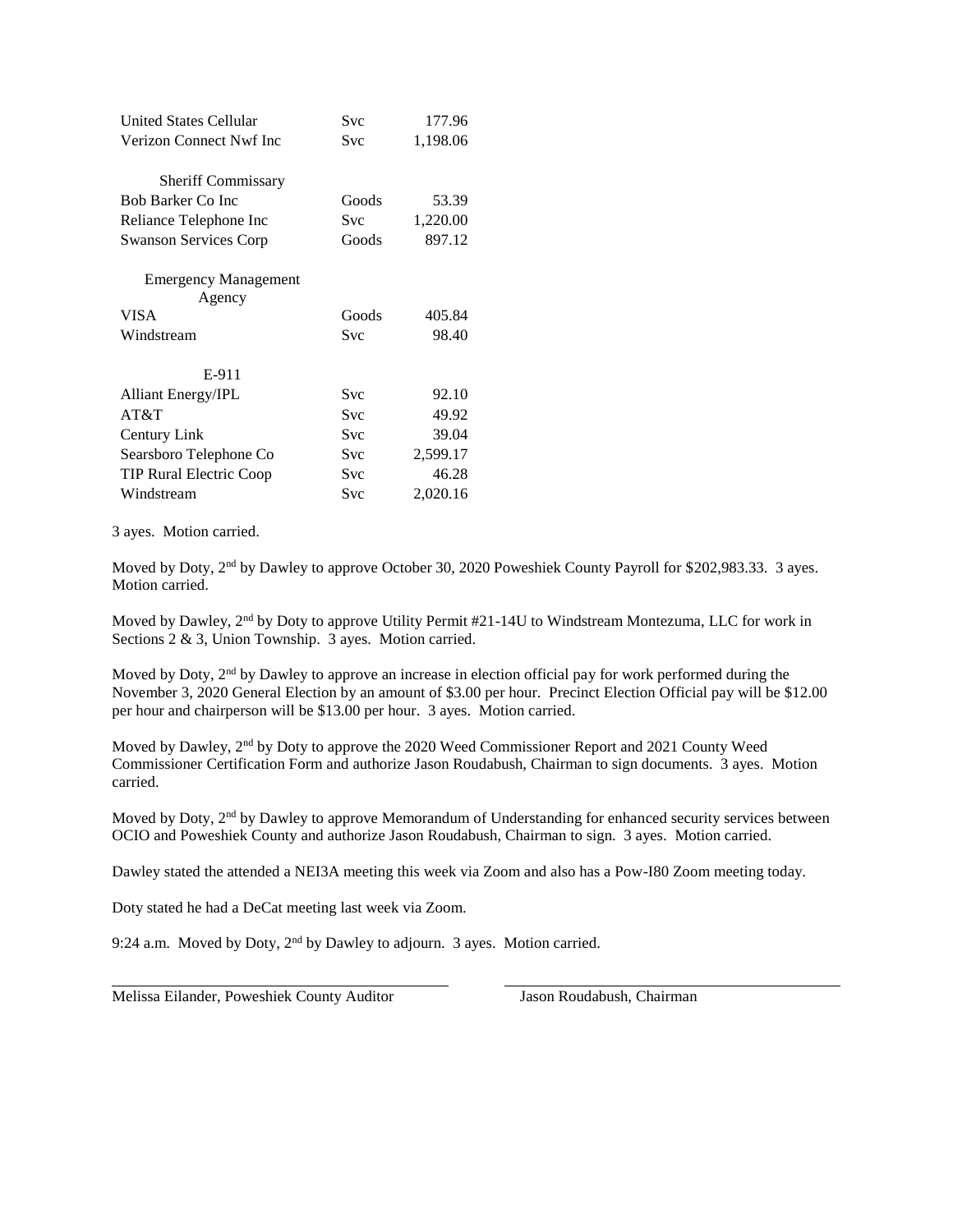| | | |
|---|---|---|
| United States Cellular | Svc | 177.96 |
| Verizon Connect Nwf Inc | Svc | 1,198.06 |
| | | |
| Sheriff Commissary | | |
| Bob Barker Co Inc | Goods | 53.39 |
| Reliance Telephone Inc | Svc | 1,220.00 |
| Swanson Services Corp | Goods | 897.12 |
| | | |
| Emergency Management Agency | | |
| VISA | Goods | 405.84 |
| Windstream | Svc | 98.40 |
| | | |
| E-911 | | |
| Alliant Energy/IPL | Svc | 92.10 |
| AT&T | Svc | 49.92 |
| Century Link | Svc | 39.04 |
| Searsboro Telephone Co | Svc | 2,599.17 |
| TIP Rural Electric Coop | Svc | 46.28 |
| Windstream | Svc | 2,020.16 |

3 ayes. Motion carried.

Moved by Doty, 2nd by Dawley to approve October 30, 2020 Poweshiek County Payroll for $202,983.33. 3 ayes. Motion carried.

Moved by Dawley, 2nd by Doty to approve Utility Permit #21-14U to Windstream Montezuma, LLC for work in Sections 2 & 3, Union Township. 3 ayes. Motion carried.

Moved by Doty, 2nd by Dawley to approve an increase in election official pay for work performed during the November 3, 2020 General Election by an amount of $3.00 per hour. Precinct Election Official pay will be $12.00 per hour and chairperson will be $13.00 per hour. 3 ayes. Motion carried.

Moved by Dawley, 2nd by Doty to approve the 2020 Weed Commissioner Report and 2021 County Weed Commissioner Certification Form and authorize Jason Roudabush, Chairman to sign documents. 3 ayes. Motion carried.

Moved by Doty, 2nd by Dawley to approve Memorandum of Understanding for enhanced security services between OCIO and Poweshiek County and authorize Jason Roudabush, Chairman to sign. 3 ayes. Motion carried.

Dawley stated the attended a NEI3A meeting this week via Zoom and also has a Pow-I80 Zoom meeting today.

Doty stated he had a DeCat meeting last week via Zoom.

9:24 a.m. Moved by Doty, 2nd by Dawley to adjourn. 3 ayes. Motion carried.

Melissa Eilander, Poweshiek County Auditor

Jason Roudabush, Chairman